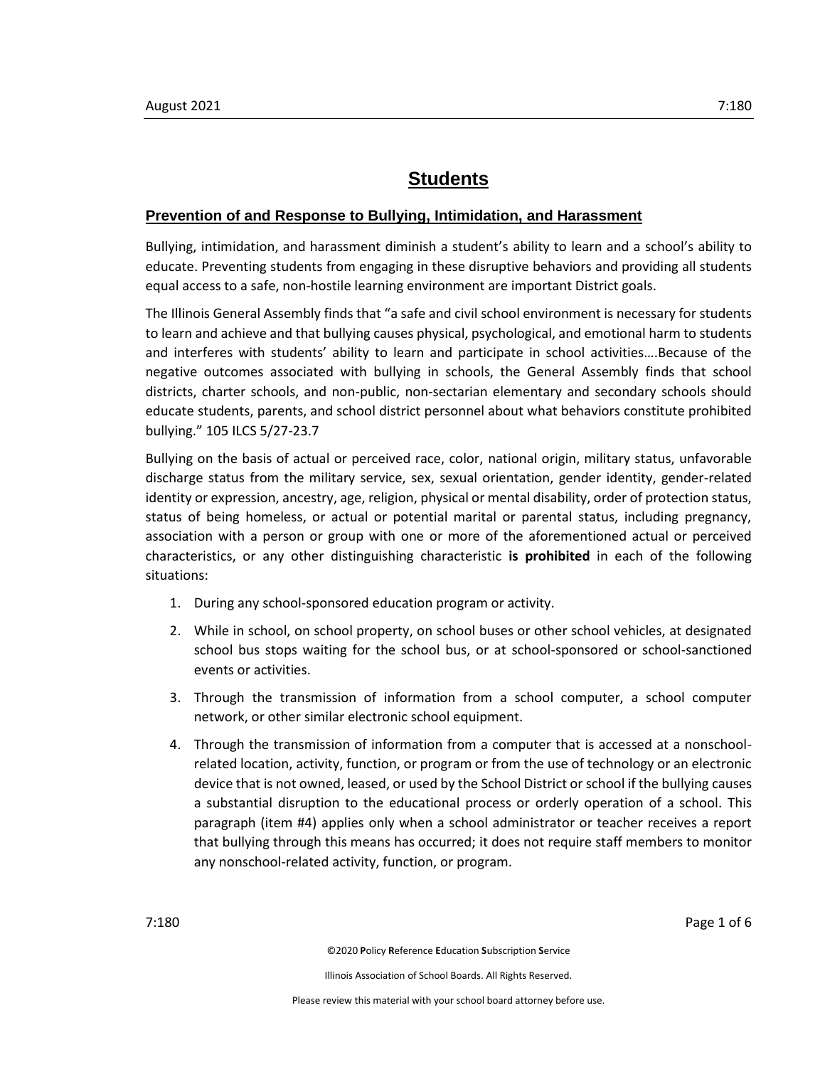# Students

## Prevention of and Response to Bullying, Intimidation, and Harassment

Bullying, intimidation, and harassment diminish a student's ability to learn and a school's ability to educate. Preventing students from engaging in these disruptive behaviors and providing all students equal access to a safe, non-hostile learning environment are important District goals.

The Illinois General Assembly finds that "a safe and civil school environment is necessary for students to learn and achieve and that bullying causes physical, psychological, and emotional harm to students and interferes with students' ability to learn and participate in school activities….Because of the negative outcomes associated with bullying in schools, the General Assembly finds that school districts, charter schools, and non-public, non-sectarian elementary and secondary schools should educate students, parents, and school district personnel about what behaviors constitute prohibited bullying." 105 ILCS 5/27-23.7

Bullying on the basis of actual or perceived race, color, national origin, military status, unfavorable discharge status from the military service, sex, sexual orientation, gender identity, gender-related identity or expression, ancestry, age, religion, physical or mental disability, order of protection status, status of being homeless, or actual or potential marital or parental status, including pregnancy, association with a person or group with one or more of the aforementioned actual or perceived characteristics, or any other distinguishing characteristic **is prohibited** in each of the following situations:

1. During any school-sponsored education program or activity.
2. While in school, on school property, on school buses or other school vehicles, at designated school bus stops waiting for the school bus, or at school-sponsored or school-sanctioned events or activities.
3. Through the transmission of information from a school computer, a school computer network, or other similar electronic school equipment.
4. Through the transmission of information from a computer that is accessed at a nonschool-related location, activity, function, or program or from the use of technology or an electronic device that is not owned, leased, or used by the School District or school if the bullying causes a substantial disruption to the educational process or orderly operation of a school. This paragraph (item #4) applies only when a school administrator or teacher receives a report that bullying through this means has occurred; it does not require staff members to monitor any nonschool-related activity, function, or program.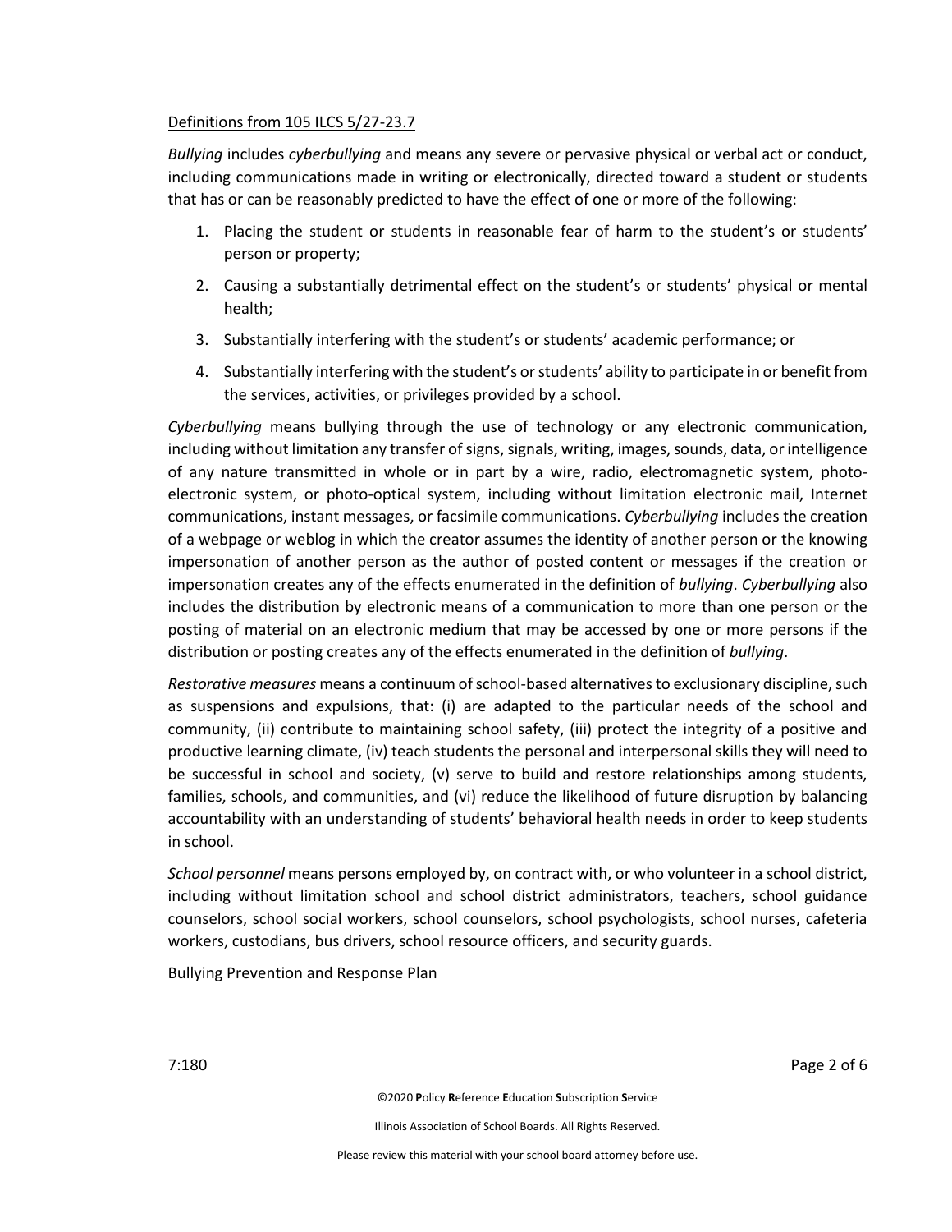Definitions from 105 ILCS 5/27-23.7

*Bullying* includes *cyberbullying* and means any severe or pervasive physical or verbal act or conduct, including communications made in writing or electronically, directed toward a student or students that has or can be reasonably predicted to have the effect of one or more of the following:

1. Placing the student or students in reasonable fear of harm to the student's or students' person or property;
2. Causing a substantially detrimental effect on the student's or students' physical or mental health;
3. Substantially interfering with the student's or students' academic performance; or
4. Substantially interfering with the student's or students' ability to participate in or benefit from the services, activities, or privileges provided by a school.

*Cyberbullying* means bullying through the use of technology or any electronic communication, including without limitation any transfer of signs, signals, writing, images, sounds, data, or intelligence of any nature transmitted in whole or in part by a wire, radio, electromagnetic system, photo-electronic system, or photo-optical system, including without limitation electronic mail, Internet communications, instant messages, or facsimile communications. *Cyberbullying* includes the creation of a webpage or weblog in which the creator assumes the identity of another person or the knowing impersonation of another person as the author of posted content or messages if the creation or impersonation creates any of the effects enumerated in the definition of *bullying*. *Cyberbullying* also includes the distribution by electronic means of a communication to more than one person or the posting of material on an electronic medium that may be accessed by one or more persons if the distribution or posting creates any of the effects enumerated in the definition of *bullying*.

*Restorative measures* means a continuum of school-based alternatives to exclusionary discipline, such as suspensions and expulsions, that: (i) are adapted to the particular needs of the school and community, (ii) contribute to maintaining school safety, (iii) protect the integrity of a positive and productive learning climate, (iv) teach students the personal and interpersonal skills they will need to be successful in school and society, (v) serve to build and restore relationships among students, families, schools, and communities, and (vi) reduce the likelihood of future disruption by balancing accountability with an understanding of students' behavioral health needs in order to keep students in school.

*School personnel* means persons employed by, on contract with, or who volunteer in a school district, including without limitation school and school district administrators, teachers, school guidance counselors, school social workers, school counselors, school psychologists, school nurses, cafeteria workers, custodians, bus drivers, school resource officers, and security guards.

Bullying Prevention and Response Plan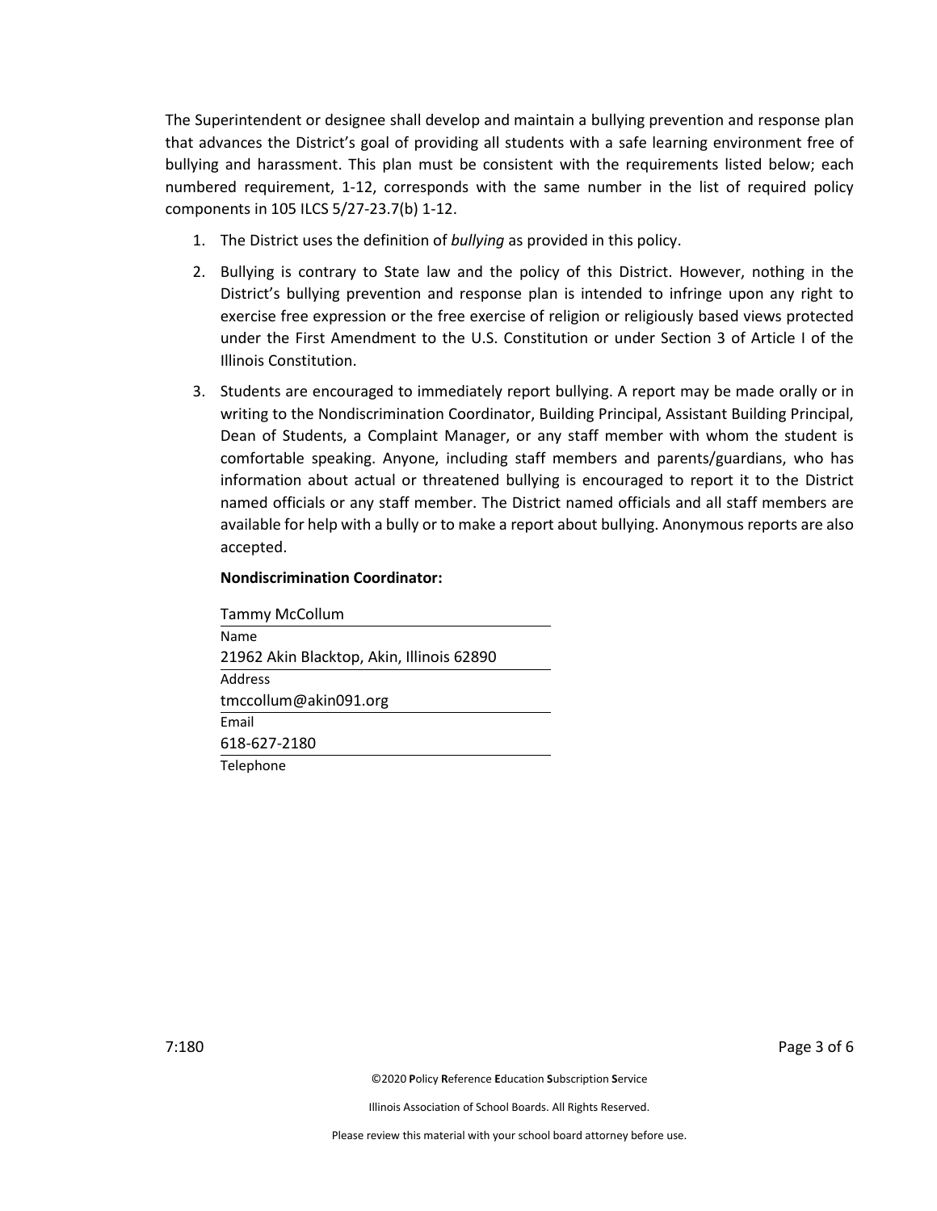The Superintendent or designee shall develop and maintain a bullying prevention and response plan that advances the District's goal of providing all students with a safe learning environment free of bullying and harassment. This plan must be consistent with the requirements listed below; each numbered requirement, 1-12, corresponds with the same number in the list of required policy components in 105 ILCS 5/27-23.7(b) 1-12.

1. The District uses the definition of *bullying* as provided in this policy.

2. Bullying is contrary to State law and the policy of this District. However, nothing in the District's bullying prevention and response plan is intended to infringe upon any right to exercise free expression or the free exercise of religion or religiously based views protected under the First Amendment to the U.S. Constitution or under Section 3 of Article I of the Illinois Constitution.

3. Students are encouraged to immediately report bullying. A report may be made orally or in writing to the Nondiscrimination Coordinator, Building Principal, Assistant Building Principal, Dean of Students, a Complaint Manager, or any staff member with whom the student is comfortable speaking. Anyone, including staff members and parents/guardians, who has information about actual or threatened bullying is encouraged to report it to the District named officials or any staff member. The District named officials and all staff members are available for help with a bully or to make a report about bullying. Anonymous reports are also accepted.

   **Nondiscrimination Coordinator:**

   Tammy McCollum
   Name

   21962 Akin Blacktop, Akin, Illinois 62890
   Address

   tmccollum@akin091.org
   Email

   618-627-2180
   Telephone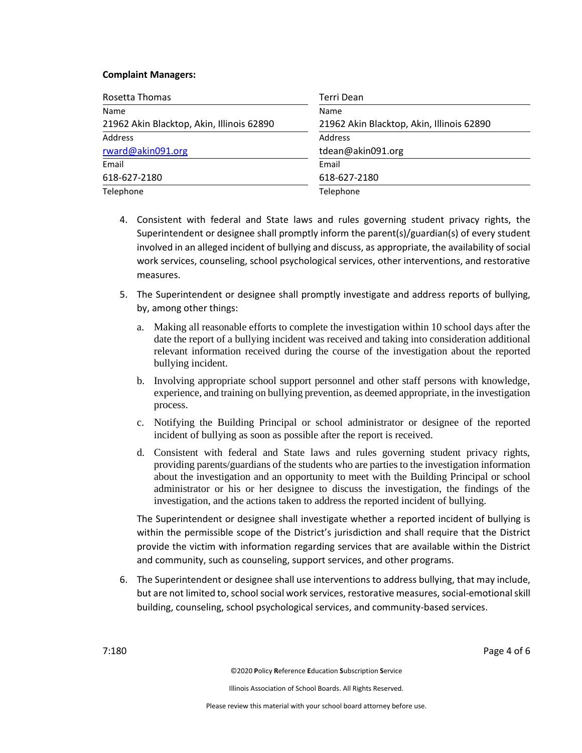**Complaint Managers:**

| Rosetta Thomas | Terri Dean |
|---|---|
| Name | Name |
| 21962 Akin Blacktop, Akin, Illinois 62890 | 21962 Akin Blacktop, Akin, Illinois 62890 |
| Address | Address |
| rward@akin091.org | tdean@akin091.org |
| Email | Email |
| 618-627-2180 | 618-627-2180 |
| Telephone | Telephone |

4. Consistent with federal and State laws and rules governing student privacy rights, the Superintendent or designee shall promptly inform the parent(s)/guardian(s) of every student involved in an alleged incident of bullying and discuss, as appropriate, the availability of social work services, counseling, school psychological services, other interventions, and restorative measures.

5. The Superintendent or designee shall promptly investigate and address reports of bullying, by, among other things:

   a. Making all reasonable efforts to complete the investigation within 10 school days after the date the report of a bullying incident was received and taking into consideration additional relevant information received during the course of the investigation about the reported bullying incident.

   b. Involving appropriate school support personnel and other staff persons with knowledge, experience, and training on bullying prevention, as deemed appropriate, in the investigation process.

   c. Notifying the Building Principal or school administrator or designee of the reported incident of bullying as soon as possible after the report is received.

   d. Consistent with federal and State laws and rules governing student privacy rights, providing parents/guardians of the students who are parties to the investigation information about the investigation and an opportunity to meet with the Building Principal or school administrator or his or her designee to discuss the investigation, the findings of the investigation, and the actions taken to address the reported incident of bullying.

   The Superintendent or designee shall investigate whether a reported incident of bullying is within the permissible scope of the District's jurisdiction and shall require that the District provide the victim with information regarding services that are available within the District and community, such as counseling, support services, and other programs.

6. The Superintendent or designee shall use interventions to address bullying, that may include, but are not limited to, school social work services, restorative measures, social-emotional skill building, counseling, school psychological services, and community-based services.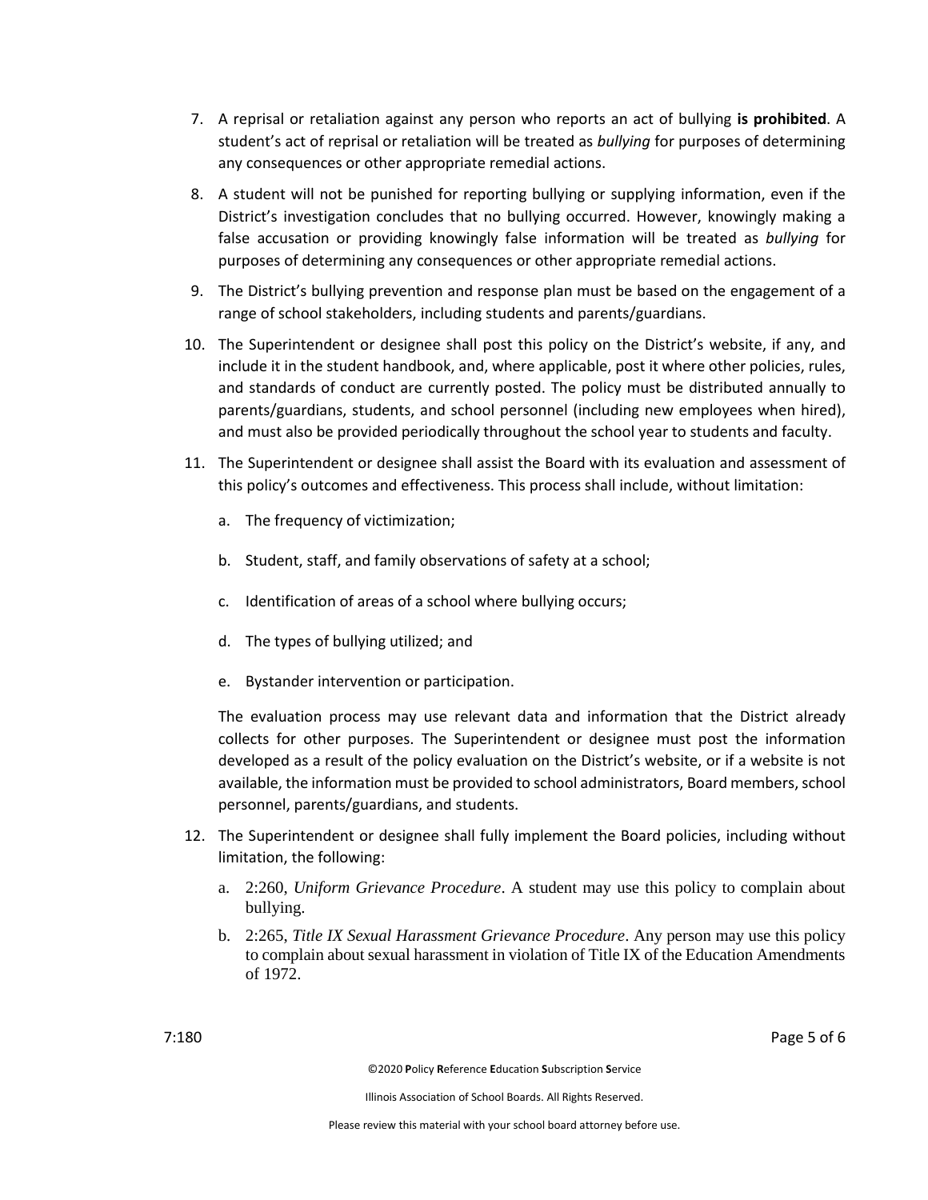7. A reprisal or retaliation against any person who reports an act of bullying **is prohibited**. A student's act of reprisal or retaliation will be treated as *bullying* for purposes of determining any consequences or other appropriate remedial actions.

8. A student will not be punished for reporting bullying or supplying information, even if the District's investigation concludes that no bullying occurred. However, knowingly making a false accusation or providing knowingly false information will be treated as *bullying* for purposes of determining any consequences or other appropriate remedial actions.

9. The District's bullying prevention and response plan must be based on the engagement of a range of school stakeholders, including students and parents/guardians.

10. The Superintendent or designee shall post this policy on the District's website, if any, and include it in the student handbook, and, where applicable, post it where other policies, rules, and standards of conduct are currently posted. The policy must be distributed annually to parents/guardians, students, and school personnel (including new employees when hired), and must also be provided periodically throughout the school year to students and faculty.

11. The Superintendent or designee shall assist the Board with its evaluation and assessment of this policy's outcomes and effectiveness. This process shall include, without limitation:

    a. The frequency of victimization;

    b. Student, staff, and family observations of safety at a school;

    c. Identification of areas of a school where bullying occurs;

    d. The types of bullying utilized; and

    e. Bystander intervention or participation.

    The evaluation process may use relevant data and information that the District already collects for other purposes. The Superintendent or designee must post the information developed as a result of the policy evaluation on the District's website, or if a website is not available, the information must be provided to school administrators, Board members, school personnel, parents/guardians, and students.

12. The Superintendent or designee shall fully implement the Board policies, including without limitation, the following:

    a. 2:260, *Uniform Grievance Procedure*. A student may use this policy to complain about bullying.

    b. 2:265, *Title IX Sexual Harassment Grievance Procedure*. Any person may use this policy to complain about sexual harassment in violation of Title IX of the Education Amendments of 1972.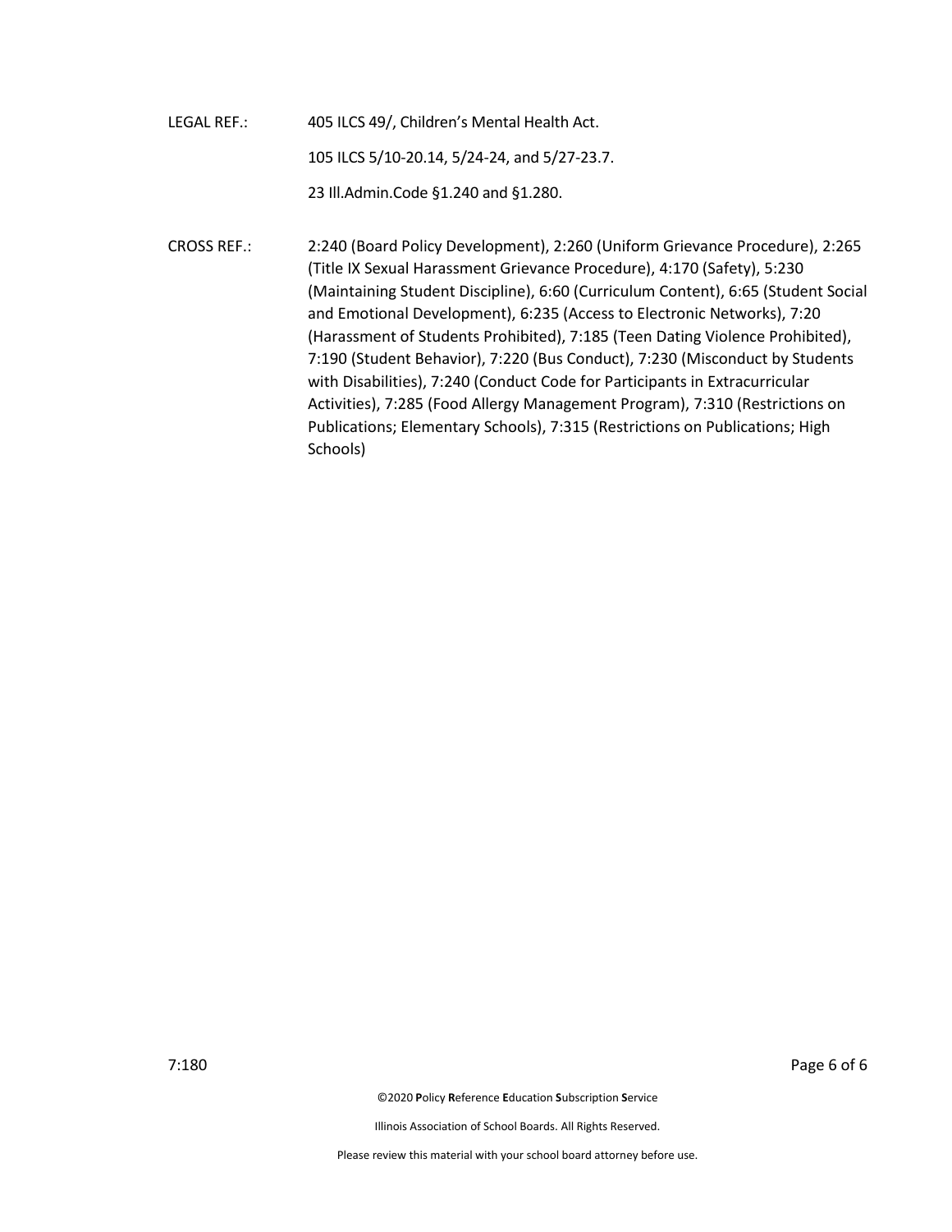LEGAL REF.: 405 ILCS 49/, Children's Mental Health Act.

105 ILCS 5/10-20.14, 5/24-24, and 5/27-23.7.

23 Ill.Admin.Code §1.240 and §1.280.

CROSS REF.: 2:240 (Board Policy Development), 2:260 (Uniform Grievance Procedure), 2:265 (Title IX Sexual Harassment Grievance Procedure), 4:170 (Safety), 5:230 (Maintaining Student Discipline), 6:60 (Curriculum Content), 6:65 (Student Social and Emotional Development), 6:235 (Access to Electronic Networks), 7:20 (Harassment of Students Prohibited), 7:185 (Teen Dating Violence Prohibited), 7:190 (Student Behavior), 7:220 (Bus Conduct), 7:230 (Misconduct by Students with Disabilities), 7:240 (Conduct Code for Participants in Extracurricular Activities), 7:285 (Food Allergy Management Program), 7:310 (Restrictions on Publications; Elementary Schools), 7:315 (Restrictions on Publications; High Schools)